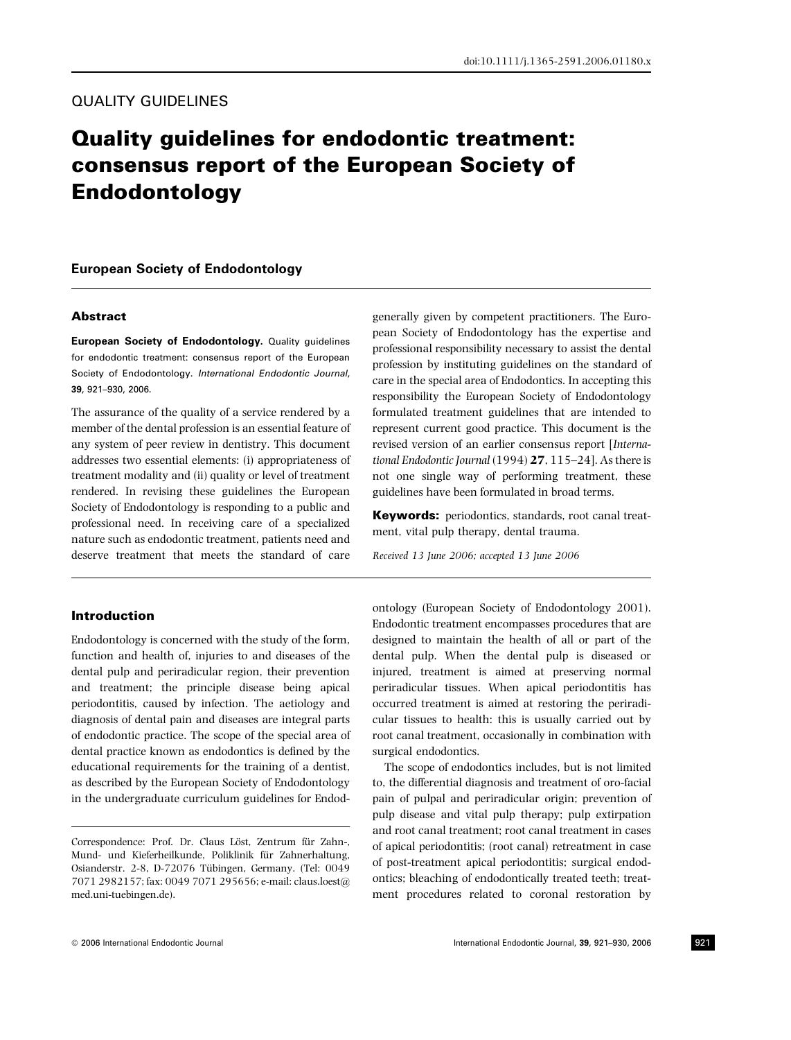doi:10.1111/j.1365-2591.2006.01180.x

QUALITY GUIDELINES

# Quality guidelines for endodontic treatment: consensus report of the European Society of Endodontology

**European Society of Endodontology**

## Abstract

**European Society of Endodontology.** Quality guidelines for endodontic treatment: consensus report of the European Society of Endodontology. *International Endodontic Journal*, **39**, 921–930, 2006.

The assurance of the quality of a service rendered by a member of the dental profession is an essential feature of any system of peer review in dentistry. This document addresses two essential elements: (i) appropriateness of treatment modality and (ii) quality or level of treatment rendered. In revising these guidelines the European Society of Endodontology is responding to a public and professional need. In receiving care of a specialized nature such as endodontic treatment, patients need and deserve treatment that meets the standard of care generally given by competent practitioners. The European Society of Endodontology has the expertise and professional responsibility necessary to assist the dental profession by instituting guidelines on the standard of care in the special area of Endodontics. In accepting this responsibility the European Society of Endodontology formulated treatment guidelines that are intended to represent current good practice. This document is the revised version of an earlier consensus report [*International Endodontic Journal* (1994) **27**, 115–24]. As there is not one single way of performing treatment, these guidelines have been formulated in broad terms.

**Keywords:** periodontics, standards, root canal treatment, vital pulp therapy, dental trauma.

*Received 13 June 2006; accepted 13 June 2006*

## Introduction

Endodontology is concerned with the study of the form, function and health of, injuries to and diseases of the dental pulp and periradicular region, their prevention and treatment; the principle disease being apical periodontitis, caused by infection. The aetiology and diagnosis of dental pain and diseases are integral parts of endodontic practice. The scope of the special area of dental practice known as endodontics is defined by the educational requirements for the training of a dentist, as described by the European Society of Endodontology in the undergraduate curriculum guidelines for Endodontology (European Society of Endodontology 2001). Endodontic treatment encompasses procedures that are designed to maintain the health of all or part of the dental pulp. When the dental pulp is diseased or injured, treatment is aimed at preserving normal periradicular tissues. When apical periodontitis has occurred treatment is aimed at restoring the periradicular tissues to health: this is usually carried out by root canal treatment, occasionally in combination with surgical endodontics.

The scope of endodontics includes, but is not limited to, the differential diagnosis and treatment of oro-facial pain of pulpal and periradicular origin; prevention of pulp disease and vital pulp therapy; pulp extirpation and root canal treatment; root canal treatment in cases of apical periodontitis; (root canal) retreatment in case of post-treatment apical periodontitis; surgical endodontics; bleaching of endodontically treated teeth; treatment procedures related to coronal restoration by

Correspondence: Prof. Dr. Claus Löst, Zentrum für Zahn-, Mund- und Kieferheilkunde, Poliklinik für Zahnerhaltung, Osianderstr. 2-8, D-72076 Tübingen, Germany. (Tel: 0049 7071 2982157; fax: 0049 7071 295656; e-mail: claus.loest@med.uni-tuebingen.de).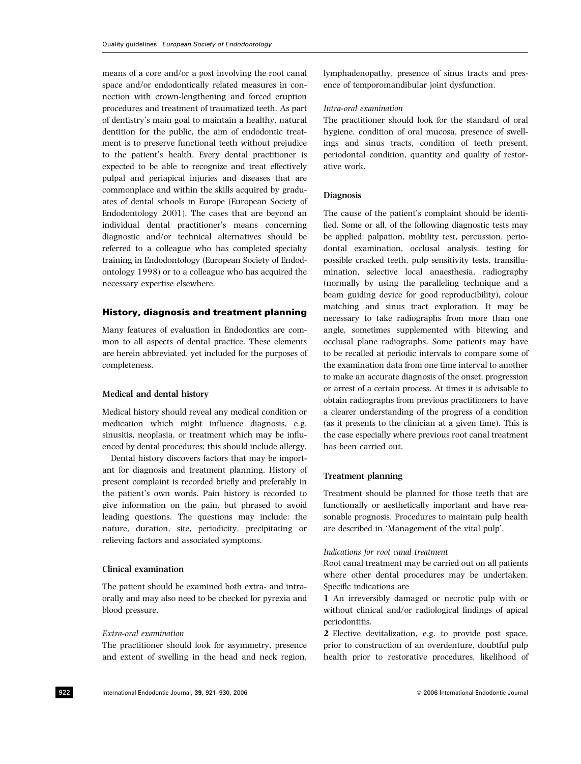means of a core and/or a post involving the root canal space and/or endodontically related measures in connection with crown-lengthening and forced eruption procedures and treatment of traumatized teeth. As part of dentistry's main goal to maintain a healthy, natural dentition for the public, the aim of endodontic treatment is to preserve functional teeth without prejudice to the patient's health. Every dental practitioner is expected to be able to recognize and treat effectively pulpal and periapical injuries and diseases that are commonplace and within the skills acquired by graduates of dental schools in Europe (European Society of Endodontology 2001). The cases that are beyond an individual dental practitioner's means concerning diagnostic and/or technical alternatives should be referred to a colleague who has completed specialty training in Endodontology (European Society of Endodontology 1998) or to a colleague who has acquired the necessary expertise elsewhere.

## History, diagnosis and treatment planning

Many features of evaluation in Endodontics are common to all aspects of dental practice. These elements are herein abbreviated, yet included for the purposes of completeness.

### Medical and dental history

Medical history should reveal any medical condition or medication which might influence diagnosis, e.g. sinusitis, neoplasia, or treatment which may be influenced by dental procedures; this should include allergy.

Dental history discovers factors that may be important for diagnosis and treatment planning. History of present complaint is recorded briefly and preferably in the patient's own words. Pain history is recorded to give information on the pain, but phrased to avoid leading questions. The questions may include: the nature, duration, site, periodicity, precipitating or relieving factors and associated symptoms.

### Clinical examination

The patient should be examined both extra- and intra-orally and may also need to be checked for pyrexia and blood pressure.

*Extra-oral examination*

The practitioner should look for asymmetry, presence and extent of swelling in the head and neck region, lymphadenopathy, presence of sinus tracts and presence of temporomandibular joint dysfunction.

*Intra-oral examination*

The practitioner should look for the standard of oral hygiene, condition of oral mucosa, presence of swellings and sinus tracts, condition of teeth present, periodontal condition, quantity and quality of restorative work.

### Diagnosis

The cause of the patient's complaint should be identified. Some or all, of the following diagnostic tests may be applied: palpation, mobility test, percussion, periodontal examination, occlusal analysis, testing for possible cracked teeth, pulp sensitivity tests, transillumination, selective local anaesthesia, radiography (normally by using the paralleling technique and a beam guiding device for good reproducibility), colour matching and sinus tract exploration. It may be necessary to take radiographs from more than one angle, sometimes supplemented with bitewing and occlusal plane radiographs. Some patients may have to be recalled at periodic intervals to compare some of the examination data from one time interval to another to make an accurate diagnosis of the onset, progression or arrest of a certain process. At times it is advisable to obtain radiographs from previous practitioners to have a clearer understanding of the progress of a condition (as it presents to the clinician at a given time). This is the case especially where previous root canal treatment has been carried out.

### Treatment planning

Treatment should be planned for those teeth that are functionally or aesthetically important and have reasonable prognosis. Procedures to maintain pulp health are described in 'Management of the vital pulp'.

*Indications for root canal treatment*

Root canal treatment may be carried out on all patients where other dental procedures may be undertaken. Specific indications are

**1** An irreversibly damaged or necrotic pulp with or without clinical and/or radiological findings of apical periodontitis.

**2** Elective devitalization, e.g. to provide post space, prior to construction of an overdenture, doubtful pulp health prior to restorative procedures, likelihood of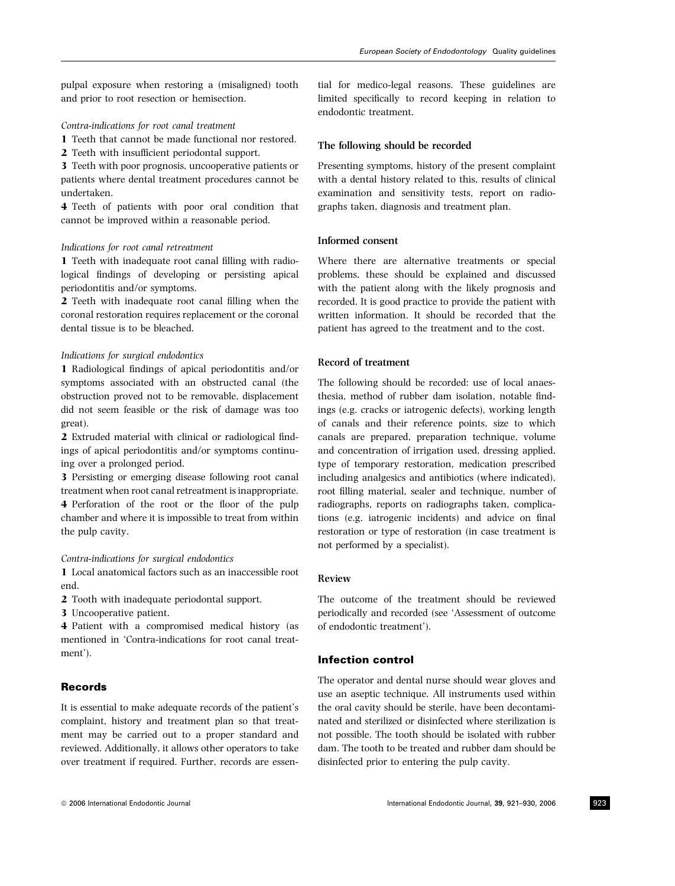pulpal exposure when restoring a (misaligned) tooth and prior to root resection or hemisection.

*Contra-indications for root canal treatment*

**1** Teeth that cannot be made functional nor restored.
**2** Teeth with insufficient periodontal support.
**3** Teeth with poor prognosis, uncooperative patients or patients where dental treatment procedures cannot be undertaken.
**4** Teeth of patients with poor oral condition that cannot be improved within a reasonable period.

*Indications for root canal retreatment*

**1** Teeth with inadequate root canal filling with radiological findings of developing or persisting apical periodontitis and/or symptoms.
**2** Teeth with inadequate root canal filling when the coronal restoration requires replacement or the coronal dental tissue is to be bleached.

*Indications for surgical endodontics*

**1** Radiological findings of apical periodontitis and/or symptoms associated with an obstructed canal (the obstruction proved not to be removable, displacement did not seem feasible or the risk of damage was too great).
**2** Extruded material with clinical or radiological findings of apical periodontitis and/or symptoms continuing over a prolonged period.
**3** Persisting or emerging disease following root canal treatment when root canal retreatment is inappropriate.
**4** Perforation of the root or the floor of the pulp chamber and where it is impossible to treat from within the pulp cavity.

*Contra-indications for surgical endodontics*

**1** Local anatomical factors such as an inaccessible root end.
**2** Tooth with inadequate periodontal support.
**3** Uncooperative patient.
**4** Patient with a compromised medical history (as mentioned in 'Contra-indications for root canal treatment').

## Records

It is essential to make adequate records of the patient's complaint, history and treatment plan so that treatment may be carried out to a proper standard and reviewed. Additionally, it allows other operators to take over treatment if required. Further, records are essential for medico-legal reasons. These guidelines are limited specifically to record keeping in relation to endodontic treatment.

### The following should be recorded

Presenting symptoms, history of the present complaint with a dental history related to this, results of clinical examination and sensitivity tests, report on radiographs taken, diagnosis and treatment plan.

### Informed consent

Where there are alternative treatments or special problems, these should be explained and discussed with the patient along with the likely prognosis and recorded. It is good practice to provide the patient with written information. It should be recorded that the patient has agreed to the treatment and to the cost.

### Record of treatment

The following should be recorded: use of local anaesthesia, method of rubber dam isolation, notable findings (e.g. cracks or iatrogenic defects), working length of canals and their reference points, size to which canals are prepared, preparation technique, volume and concentration of irrigation used, dressing applied, type of temporary restoration, medication prescribed including analgesics and antibiotics (where indicated), root filling material, sealer and technique, number of radiographs, reports on radiographs taken, complications (e.g. iatrogenic incidents) and advice on final restoration or type of restoration (in case treatment is not performed by a specialist).

### Review

The outcome of the treatment should be reviewed periodically and recorded (see 'Assessment of outcome of endodontic treatment').

## Infection control

The operator and dental nurse should wear gloves and use an aseptic technique. All instruments used within the oral cavity should be sterile, have been decontaminated and sterilized or disinfected where sterilization is not possible. The tooth should be isolated with rubber dam. The tooth to be treated and rubber dam should be disinfected prior to entering the pulp cavity.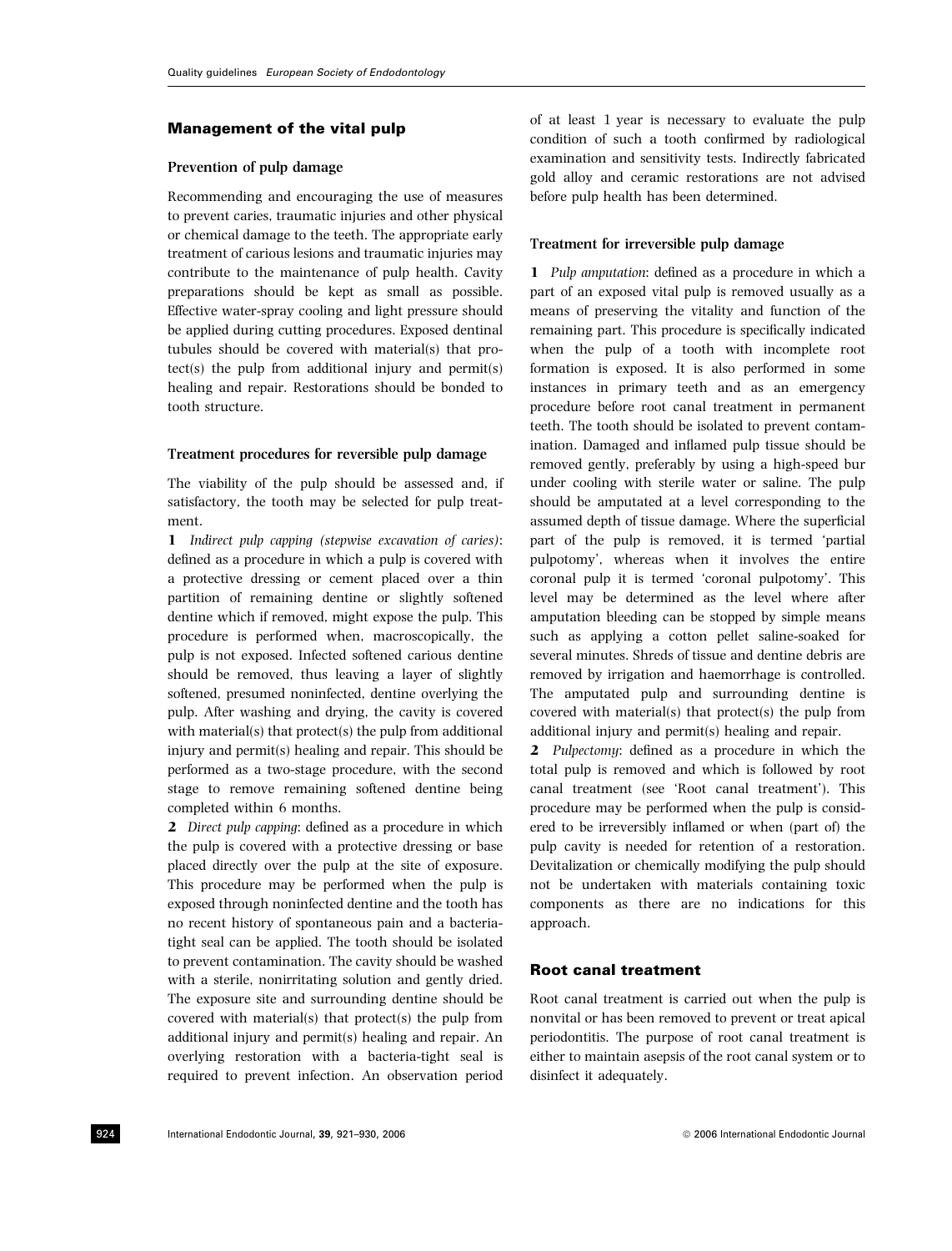## Management of the vital pulp

### Prevention of pulp damage

Recommending and encouraging the use of measures to prevent caries, traumatic injuries and other physical or chemical damage to the teeth. The appropriate early treatment of carious lesions and traumatic injuries may contribute to the maintenance of pulp health. Cavity preparations should be kept as small as possible. Effective water-spray cooling and light pressure should be applied during cutting procedures. Exposed dentinal tubules should be covered with material(s) that protect(s) the pulp from additional injury and permit(s) healing and repair. Restorations should be bonded to tooth structure.

### Treatment procedures for reversible pulp damage

The viability of the pulp should be assessed and, if satisfactory, the tooth may be selected for pulp treatment.

**1** *Indirect pulp capping (stepwise excavation of caries)*: defined as a procedure in which a pulp is covered with a protective dressing or cement placed over a thin partition of remaining dentine or slightly softened dentine which if removed, might expose the pulp. This procedure is performed when, macroscopically, the pulp is not exposed. Infected softened carious dentine should be removed, thus leaving a layer of slightly softened, presumed noninfected, dentine overlying the pulp. After washing and drying, the cavity is covered with material(s) that protect(s) the pulp from additional injury and permit(s) healing and repair. This should be performed as a two-stage procedure, with the second stage to remove remaining softened dentine being completed within 6 months.

**2** *Direct pulp capping*: defined as a procedure in which the pulp is covered with a protective dressing or base placed directly over the pulp at the site of exposure. This procedure may be performed when the pulp is exposed through noninfected dentine and the tooth has no recent history of spontaneous pain and a bacteria-tight seal can be applied. The tooth should be isolated to prevent contamination. The cavity should be washed with a sterile, nonirritating solution and gently dried. The exposure site and surrounding dentine should be covered with material(s) that protect(s) the pulp from additional injury and permit(s) healing and repair. An overlying restoration with a bacteria-tight seal is required to prevent infection. An observation period of at least 1 year is necessary to evaluate the pulp condition of such a tooth confirmed by radiological examination and sensitivity tests. Indirectly fabricated gold alloy and ceramic restorations are not advised before pulp health has been determined.

### Treatment for irreversible pulp damage

**1** *Pulp amputation*: defined as a procedure in which a part of an exposed vital pulp is removed usually as a means of preserving the vitality and function of the remaining part. This procedure is specifically indicated when the pulp of a tooth with incomplete root formation is exposed. It is also performed in some instances in primary teeth and as an emergency procedure before root canal treatment in permanent teeth. The tooth should be isolated to prevent contamination. Damaged and inflamed pulp tissue should be removed gently, preferably by using a high-speed bur under cooling with sterile water or saline. The pulp should be amputated at a level corresponding to the assumed depth of tissue damage. Where the superficial part of the pulp is removed, it is termed 'partial pulpotomy', whereas when it involves the entire coronal pulp it is termed 'coronal pulpotomy'. This level may be determined as the level where after amputation bleeding can be stopped by simple means such as applying a cotton pellet saline-soaked for several minutes. Shreds of tissue and dentine debris are removed by irrigation and haemorrhage is controlled. The amputated pulp and surrounding dentine is covered with material(s) that protect(s) the pulp from additional injury and permit(s) healing and repair.

**2** *Pulpectomy*: defined as a procedure in which the total pulp is removed and which is followed by root canal treatment (see 'Root canal treatment'). This procedure may be performed when the pulp is considered to be irreversibly inflamed or when (part of) the pulp cavity is needed for retention of a restoration. Devitalization or chemically modifying the pulp should not be undertaken with materials containing toxic components as there are no indications for this approach.

## Root canal treatment

Root canal treatment is carried out when the pulp is nonvital or has been removed to prevent or treat apical periodontitis. The purpose of root canal treatment is either to maintain asepsis of the root canal system or to disinfect it adequately.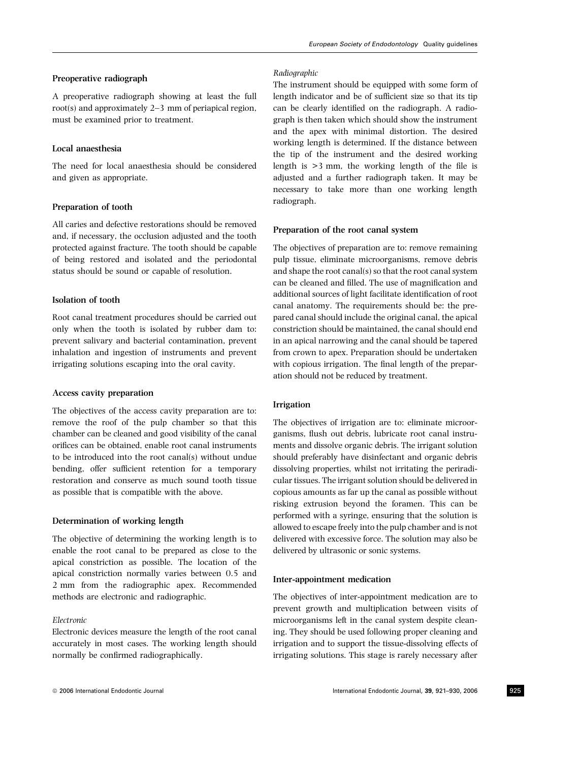### Preoperative radiograph

A preoperative radiograph showing at least the full root(s) and approximately 2–3 mm of periapical region, must be examined prior to treatment.

### Local anaesthesia

The need for local anaesthesia should be considered and given as appropriate.

### Preparation of tooth

All caries and defective restorations should be removed and, if necessary, the occlusion adjusted and the tooth protected against fracture. The tooth should be capable of being restored and isolated and the periodontal status should be sound or capable of resolution.

### Isolation of tooth

Root canal treatment procedures should be carried out only when the tooth is isolated by rubber dam to: prevent salivary and bacterial contamination, prevent inhalation and ingestion of instruments and prevent irrigating solutions escaping into the oral cavity.

### Access cavity preparation

The objectives of the access cavity preparation are to: remove the roof of the pulp chamber so that this chamber can be cleaned and good visibility of the canal orifices can be obtained, enable root canal instruments to be introduced into the root canal(s) without undue bending, offer sufficient retention for a temporary restoration and conserve as much sound tooth tissue as possible that is compatible with the above.

### Determination of working length

The objective of determining the working length is to enable the root canal to be prepared as close to the apical constriction as possible. The location of the apical constriction normally varies between 0.5 and 2 mm from the radiographic apex. Recommended methods are electronic and radiographic.

*Electronic*

Electronic devices measure the length of the root canal accurately in most cases. The working length should normally be confirmed radiographically.

*Radiographic*

The instrument should be equipped with some form of length indicator and be of sufficient size so that its tip can be clearly identified on the radiograph. A radiograph is then taken which should show the instrument and the apex with minimal distortion. The desired working length is determined. If the distance between the tip of the instrument and the desired working length is >3 mm, the working length of the file is adjusted and a further radiograph taken. It may be necessary to take more than one working length radiograph.

### Preparation of the root canal system

The objectives of preparation are to: remove remaining pulp tissue, eliminate microorganisms, remove debris and shape the root canal(s) so that the root canal system can be cleaned and filled. The use of magnification and additional sources of light facilitate identification of root canal anatomy. The requirements should be: the prepared canal should include the original canal, the apical constriction should be maintained, the canal should end in an apical narrowing and the canal should be tapered from crown to apex. Preparation should be undertaken with copious irrigation. The final length of the preparation should not be reduced by treatment.

### Irrigation

The objectives of irrigation are to: eliminate microorganisms, flush out debris, lubricate root canal instruments and dissolve organic debris. The irrigant solution should preferably have disinfectant and organic debris dissolving properties, whilst not irritating the periradicular tissues. The irrigant solution should be delivered in copious amounts as far up the canal as possible without risking extrusion beyond the foramen. This can be performed with a syringe, ensuring that the solution is allowed to escape freely into the pulp chamber and is not delivered with excessive force. The solution may also be delivered by ultrasonic or sonic systems.

### Inter-appointment medication

The objectives of inter-appointment medication are to prevent growth and multiplication between visits of microorganisms left in the canal system despite cleaning. They should be used following proper cleaning and irrigation and to support the tissue-dissolving effects of irrigating solutions. This stage is rarely necessary after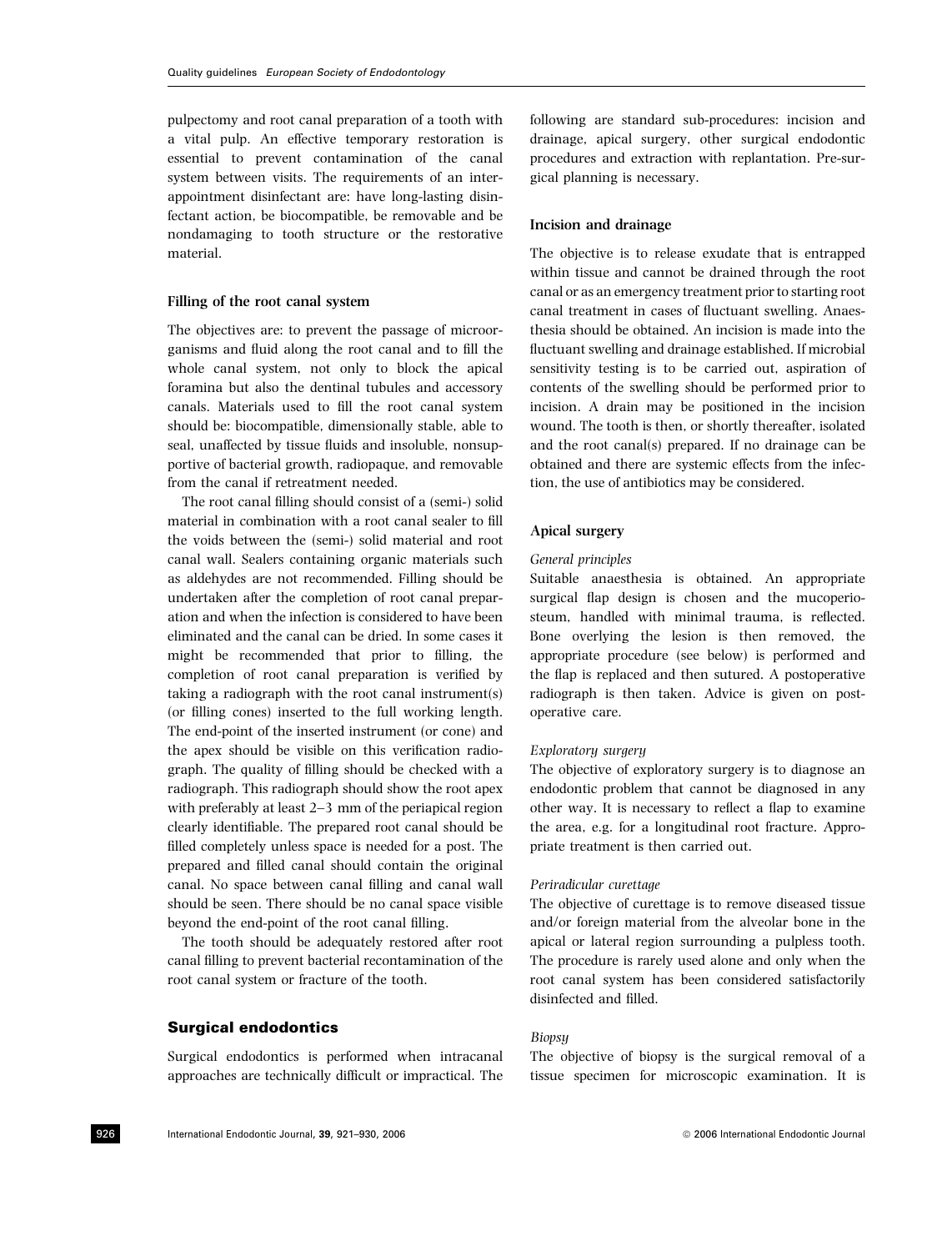pulpectomy and root canal preparation of a tooth with a vital pulp. An effective temporary restoration is essential to prevent contamination of the canal system between visits. The requirements of an inter-appointment disinfectant are: have long-lasting disinfectant action, be biocompatible, be removable and be nondamaging to tooth structure or the restorative material.

### Filling of the root canal system

The objectives are: to prevent the passage of microorganisms and fluid along the root canal and to fill the whole canal system, not only to block the apical foramina but also the dentinal tubules and accessory canals. Materials used to fill the root canal system should be: biocompatible, dimensionally stable, able to seal, unaffected by tissue fluids and insoluble, nonsupportive of bacterial growth, radiopaque, and removable from the canal if retreatment needed.

The root canal filling should consist of a (semi-) solid material in combination with a root canal sealer to fill the voids between the (semi-) solid material and root canal wall. Sealers containing organic materials such as aldehydes are not recommended. Filling should be undertaken after the completion of root canal preparation and when the infection is considered to have been eliminated and the canal can be dried. In some cases it might be recommended that prior to filling, the completion of root canal preparation is verified by taking a radiograph with the root canal instrument(s) (or filling cones) inserted to the full working length. The end-point of the inserted instrument (or cone) and the apex should be visible on this verification radiograph. The quality of filling should be checked with a radiograph. This radiograph should show the root apex with preferably at least 2–3 mm of the periapical region clearly identifiable. The prepared root canal should be filled completely unless space is needed for a post. The prepared and filled canal should contain the original canal. No space between canal filling and canal wall should be seen. There should be no canal space visible beyond the end-point of the root canal filling.

The tooth should be adequately restored after root canal filling to prevent bacterial recontamination of the root canal system or fracture of the tooth.

## Surgical endodontics

Surgical endodontics is performed when intracanal approaches are technically difficult or impractical. The following are standard sub-procedures: incision and drainage, apical surgery, other surgical endodontic procedures and extraction with replantation. Pre-surgical planning is necessary.

### Incision and drainage

The objective is to release exudate that is entrapped within tissue and cannot be drained through the root canal or as an emergency treatment prior to starting root canal treatment in cases of fluctuant swelling. Anaesthesia should be obtained. An incision is made into the fluctuant swelling and drainage established. If microbial sensitivity testing is to be carried out, aspiration of contents of the swelling should be performed prior to incision. A drain may be positioned in the incision wound. The tooth is then, or shortly thereafter, isolated and the root canal(s) prepared. If no drainage can be obtained and there are systemic effects from the infection, the use of antibiotics may be considered.

### Apical surgery

#### *General principles*

Suitable anaesthesia is obtained. An appropriate surgical flap design is chosen and the mucoperiosteum, handled with minimal trauma, is reflected. Bone overlying the lesion is then removed, the appropriate procedure (see below) is performed and the flap is replaced and then sutured. A postoperative radiograph is then taken. Advice is given on post-operative care.

#### *Exploratory surgery*

The objective of exploratory surgery is to diagnose an endodontic problem that cannot be diagnosed in any other way. It is necessary to reflect a flap to examine the area, e.g. for a longitudinal root fracture. Appropriate treatment is then carried out.

#### *Periradicular curettage*

The objective of curettage is to remove diseased tissue and/or foreign material from the alveolar bone in the apical or lateral region surrounding a pulpless tooth. The procedure is rarely used alone and only when the root canal system has been considered satisfactorily disinfected and filled.

#### *Biopsy*

The objective of biopsy is the surgical removal of a tissue specimen for microscopic examination. It is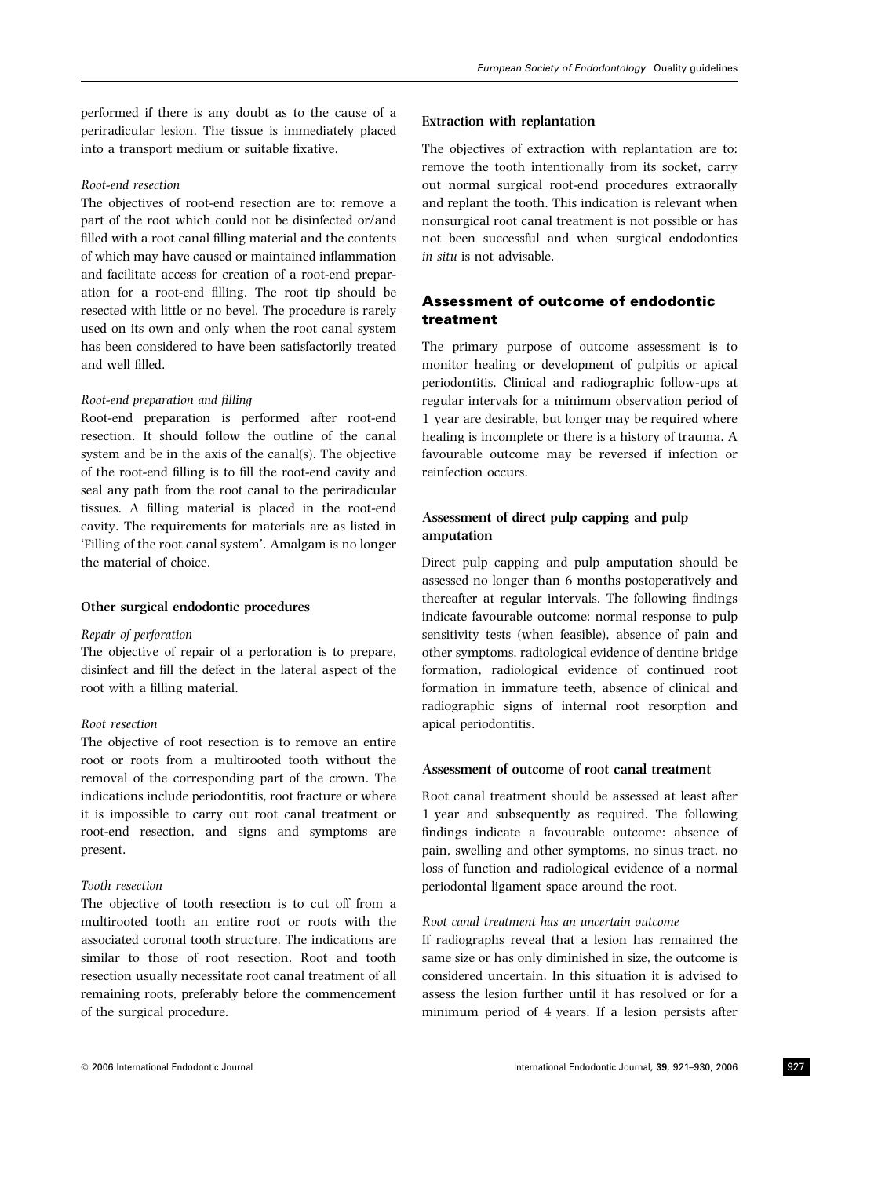performed if there is any doubt as to the cause of a periradicular lesion. The tissue is immediately placed into a transport medium or suitable fixative.

*Root-end resection*

The objectives of root-end resection are to: remove a part of the root which could not be disinfected or/and filled with a root canal filling material and the contents of which may have caused or maintained inflammation and facilitate access for creation of a root-end preparation for a root-end filling. The root tip should be resected with little or no bevel. The procedure is rarely used on its own and only when the root canal system has been considered to have been satisfactorily treated and well filled.

*Root-end preparation and filling*

Root-end preparation is performed after root-end resection. It should follow the outline of the canal system and be in the axis of the canal(s). The objective of the root-end filling is to fill the root-end cavity and seal any path from the root canal to the periradicular tissues. A filling material is placed in the root-end cavity. The requirements for materials are as listed in 'Filling of the root canal system'. Amalgam is no longer the material of choice.

### Other surgical endodontic procedures

*Repair of perforation*

The objective of repair of a perforation is to prepare, disinfect and fill the defect in the lateral aspect of the root with a filling material.

*Root resection*

The objective of root resection is to remove an entire root or roots from a multirooted tooth without the removal of the corresponding part of the crown. The indications include periodontitis, root fracture or where it is impossible to carry out root canal treatment or root-end resection, and signs and symptoms are present.

*Tooth resection*

The objective of tooth resection is to cut off from a multirooted tooth an entire root or roots with the associated coronal tooth structure. The indications are similar to those of root resection. Root and tooth resection usually necessitate root canal treatment of all remaining roots, preferably before the commencement of the surgical procedure.

### Extraction with replantation

The objectives of extraction with replantation are to: remove the tooth intentionally from its socket, carry out normal surgical root-end procedures extraorally and replant the tooth. This indication is relevant when nonsurgical root canal treatment is not possible or has not been successful and when surgical endodontics *in situ* is not advisable.

## Assessment of outcome of endodontic treatment

The primary purpose of outcome assessment is to monitor healing or development of pulpitis or apical periodontitis. Clinical and radiographic follow-ups at regular intervals for a minimum observation period of 1 year are desirable, but longer may be required where healing is incomplete or there is a history of trauma. A favourable outcome may be reversed if infection or reinfection occurs.

### Assessment of direct pulp capping and pulp amputation

Direct pulp capping and pulp amputation should be assessed no longer than 6 months postoperatively and thereafter at regular intervals. The following findings indicate favourable outcome: normal response to pulp sensitivity tests (when feasible), absence of pain and other symptoms, radiological evidence of dentine bridge formation, radiological evidence of continued root formation in immature teeth, absence of clinical and radiographic signs of internal root resorption and apical periodontitis.

### Assessment of outcome of root canal treatment

Root canal treatment should be assessed at least after 1 year and subsequently as required. The following findings indicate a favourable outcome: absence of pain, swelling and other symptoms, no sinus tract, no loss of function and radiological evidence of a normal periodontal ligament space around the root.

*Root canal treatment has an uncertain outcome*

If radiographs reveal that a lesion has remained the same size or has only diminished in size, the outcome is considered uncertain. In this situation it is advised to assess the lesion further until it has resolved or for a minimum period of 4 years. If a lesion persists after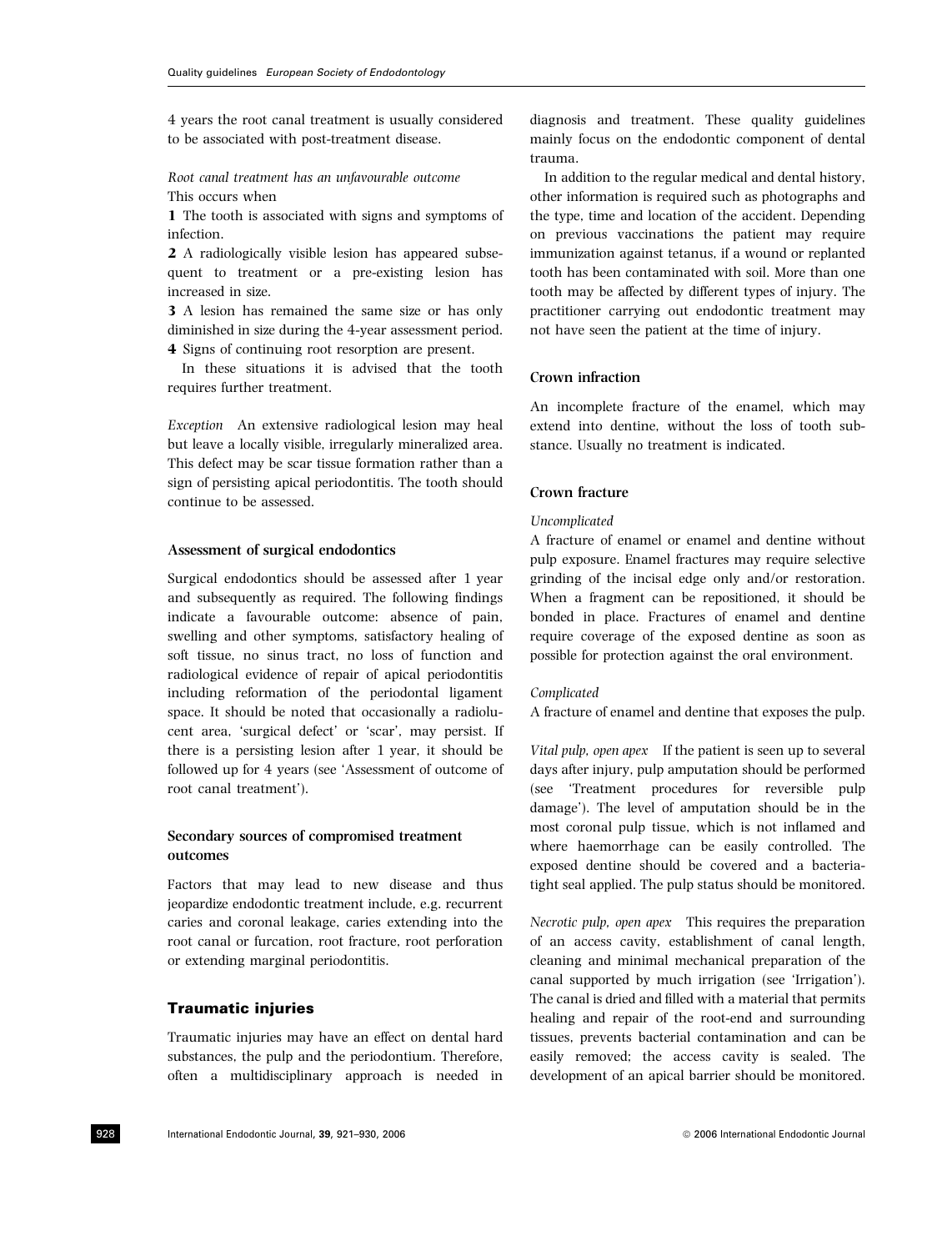4 years the root canal treatment is usually considered to be associated with post-treatment disease.

*Root canal treatment has an unfavourable outcome*
This occurs when

**1** The tooth is associated with signs and symptoms of infection.

**2** A radiologically visible lesion has appeared subsequent to treatment or a pre-existing lesion has increased in size.

**3** A lesion has remained the same size or has only diminished in size during the 4-year assessment period.

**4** Signs of continuing root resorption are present.

In these situations it is advised that the tooth requires further treatment.

*Exception* An extensive radiological lesion may heal but leave a locally visible, irregularly mineralized area. This defect may be scar tissue formation rather than a sign of persisting apical periodontitis. The tooth should continue to be assessed.

### Assessment of surgical endodontics

Surgical endodontics should be assessed after 1 year and subsequently as required. The following findings indicate a favourable outcome: absence of pain, swelling and other symptoms, satisfactory healing of soft tissue, no sinus tract, no loss of function and radiological evidence of repair of apical periodontitis including reformation of the periodontal ligament space. It should be noted that occasionally a radiolucent area, 'surgical defect' or 'scar', may persist. If there is a persisting lesion after 1 year, it should be followed up for 4 years (see 'Assessment of outcome of root canal treatment').

### Secondary sources of compromised treatment outcomes

Factors that may lead to new disease and thus jeopardize endodontic treatment include, e.g. recurrent caries and coronal leakage, caries extending into the root canal or furcation, root fracture, root perforation or extending marginal periodontitis.

## Traumatic injuries

Traumatic injuries may have an effect on dental hard substances, the pulp and the periodontium. Therefore, often a multidisciplinary approach is needed in diagnosis and treatment. These quality guidelines mainly focus on the endodontic component of dental trauma.

In addition to the regular medical and dental history, other information is required such as photographs and the type, time and location of the accident. Depending on previous vaccinations the patient may require immunization against tetanus, if a wound or replanted tooth has been contaminated with soil. More than one tooth may be affected by different types of injury. The practitioner carrying out endodontic treatment may not have seen the patient at the time of injury.

### Crown infraction

An incomplete fracture of the enamel, which may extend into dentine, without the loss of tooth substance. Usually no treatment is indicated.

### Crown fracture

*Uncomplicated*
A fracture of enamel or enamel and dentine without pulp exposure. Enamel fractures may require selective grinding of the incisal edge only and/or restoration. When a fragment can be repositioned, it should be bonded in place. Fractures of enamel and dentine require coverage of the exposed dentine as soon as possible for protection against the oral environment.

*Complicated*
A fracture of enamel and dentine that exposes the pulp.

*Vital pulp, open apex* If the patient is seen up to several days after injury, pulp amputation should be performed (see 'Treatment procedures for reversible pulp damage'). The level of amputation should be in the most coronal pulp tissue, which is not inflamed and where haemorrhage can be easily controlled. The exposed dentine should be covered and a bacteria-tight seal applied. The pulp status should be monitored.

*Necrotic pulp, open apex* This requires the preparation of an access cavity, establishment of canal length, cleaning and minimal mechanical preparation of the canal supported by much irrigation (see 'Irrigation'). The canal is dried and filled with a material that permits healing and repair of the root-end and surrounding tissues, prevents bacterial contamination and can be easily removed; the access cavity is sealed. The development of an apical barrier should be monitored.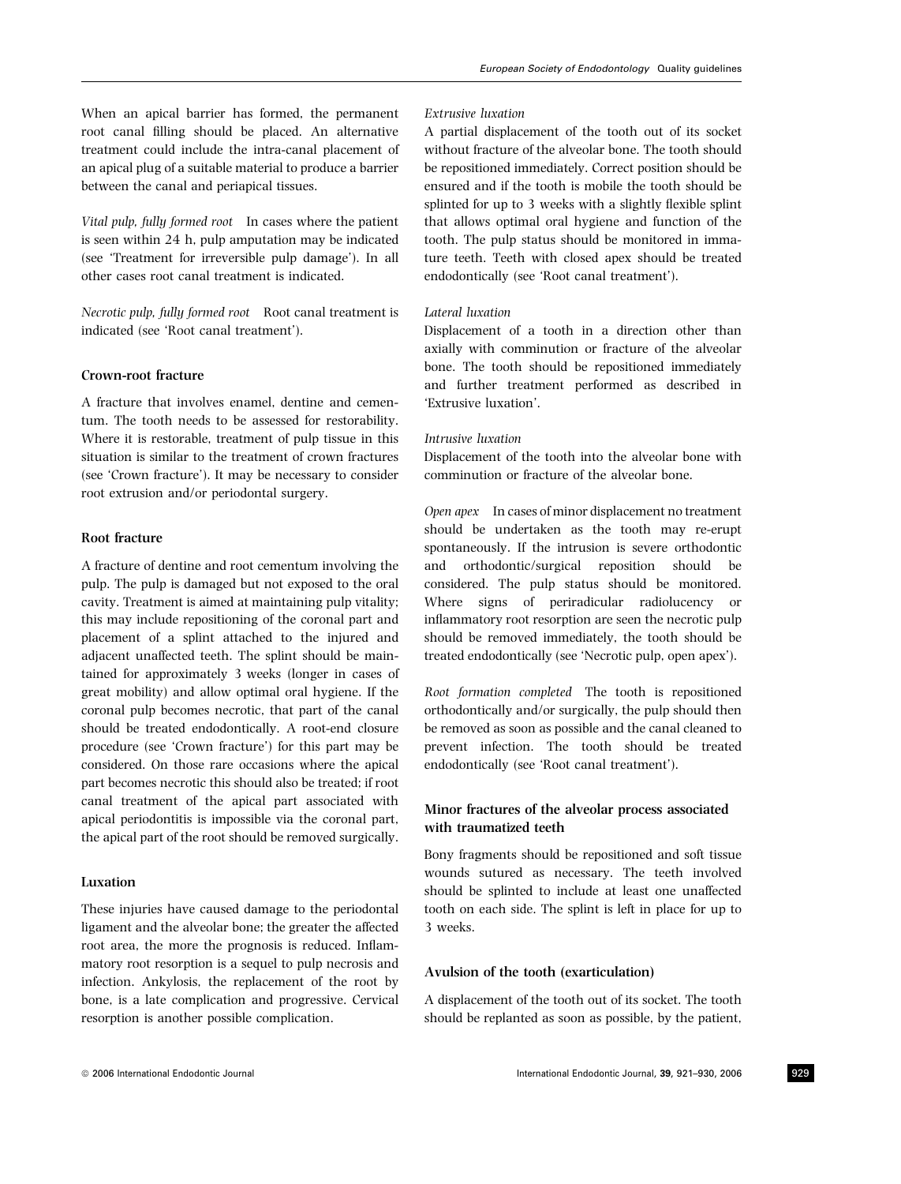When an apical barrier has formed, the permanent root canal filling should be placed. An alternative treatment could include the intra-canal placement of an apical plug of a suitable material to produce a barrier between the canal and periapical tissues.

*Vital pulp, fully formed root* In cases where the patient is seen within 24 h, pulp amputation may be indicated (see 'Treatment for irreversible pulp damage'). In all other cases root canal treatment is indicated.

*Necrotic pulp, fully formed root* Root canal treatment is indicated (see 'Root canal treatment').

### Crown-root fracture

A fracture that involves enamel, dentine and cementum. The tooth needs to be assessed for restorability. Where it is restorable, treatment of pulp tissue in this situation is similar to the treatment of crown fractures (see 'Crown fracture'). It may be necessary to consider root extrusion and/or periodontal surgery.

### Root fracture

A fracture of dentine and root cementum involving the pulp. The pulp is damaged but not exposed to the oral cavity. Treatment is aimed at maintaining pulp vitality; this may include repositioning of the coronal part and placement of a splint attached to the injured and adjacent unaffected teeth. The splint should be maintained for approximately 3 weeks (longer in cases of great mobility) and allow optimal oral hygiene. If the coronal pulp becomes necrotic, that part of the canal should be treated endodontically. A root-end closure procedure (see 'Crown fracture') for this part may be considered. On those rare occasions where the apical part becomes necrotic this should also be treated; if root canal treatment of the apical part associated with apical periodontitis is impossible via the coronal part, the apical part of the root should be removed surgically.

### Luxation

These injuries have caused damage to the periodontal ligament and the alveolar bone; the greater the affected root area, the more the prognosis is reduced. Inflammatory root resorption is a sequel to pulp necrosis and infection. Ankylosis, the replacement of the root by bone, is a late complication and progressive. Cervical resorption is another possible complication.

*Extrusive luxation*

A partial displacement of the tooth out of its socket without fracture of the alveolar bone. The tooth should be repositioned immediately. Correct position should be ensured and if the tooth is mobile the tooth should be splinted for up to 3 weeks with a slightly flexible splint that allows optimal oral hygiene and function of the tooth. The pulp status should be monitored in immature teeth. Teeth with closed apex should be treated endodontically (see 'Root canal treatment').

*Lateral luxation*

Displacement of a tooth in a direction other than axially with comminution or fracture of the alveolar bone. The tooth should be repositioned immediately and further treatment performed as described in 'Extrusive luxation'.

*Intrusive luxation*

Displacement of the tooth into the alveolar bone with comminution or fracture of the alveolar bone.

*Open apex* In cases of minor displacement no treatment should be undertaken as the tooth may re-erupt spontaneously. If the intrusion is severe orthodontic and orthodontic/surgical reposition should be considered. The pulp status should be monitored. Where signs of periradicular radiolucency or inflammatory root resorption are seen the necrotic pulp should be removed immediately, the tooth should be treated endodontically (see 'Necrotic pulp, open apex').

*Root formation completed* The tooth is repositioned orthodontically and/or surgically, the pulp should then be removed as soon as possible and the canal cleaned to prevent infection. The tooth should be treated endodontically (see 'Root canal treatment').

### Minor fractures of the alveolar process associated with traumatized teeth

Bony fragments should be repositioned and soft tissue wounds sutured as necessary. The teeth involved should be splinted to include at least one unaffected tooth on each side. The splint is left in place for up to 3 weeks.

### Avulsion of the tooth (exarticulation)

A displacement of the tooth out of its socket. The tooth should be replanted as soon as possible, by the patient,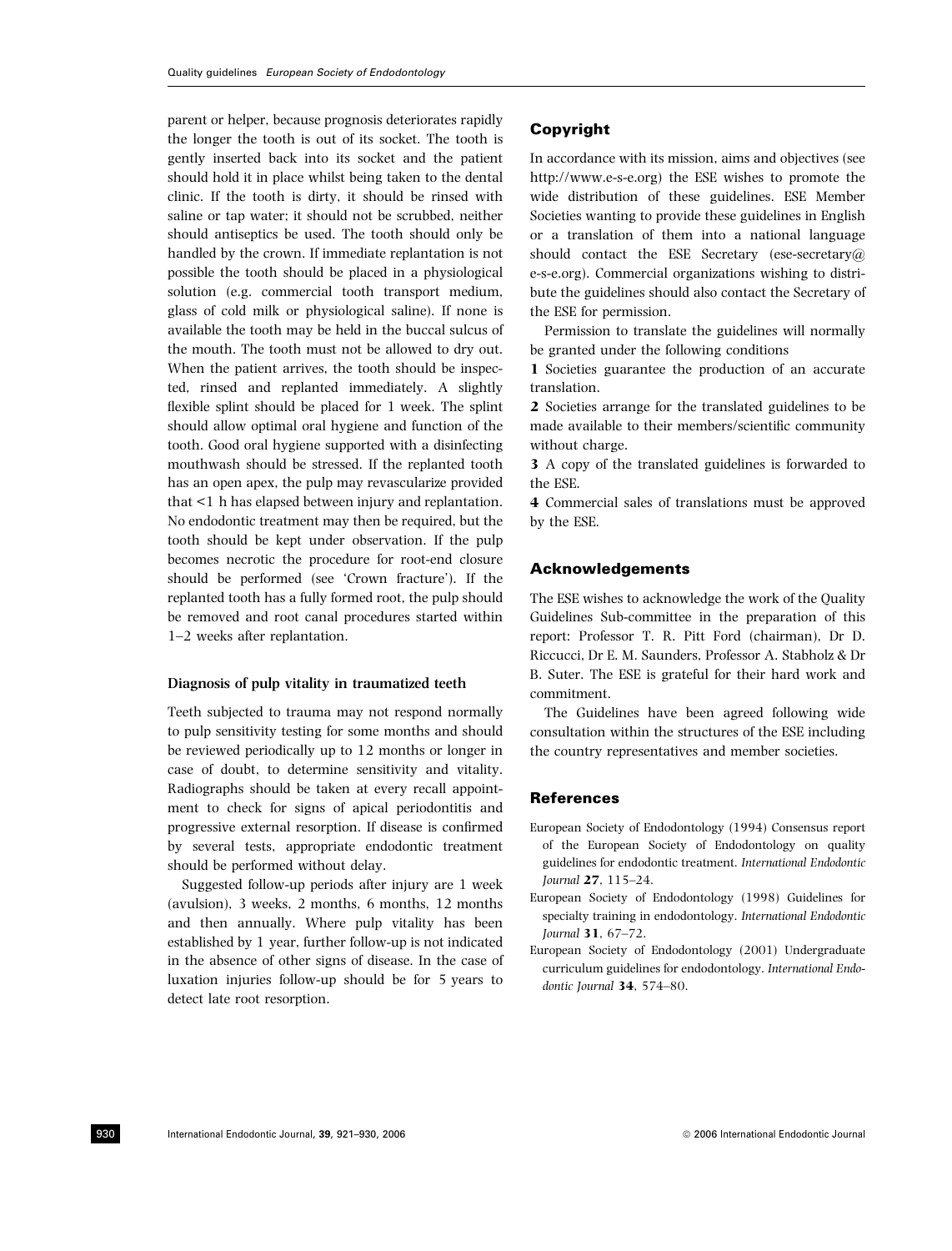parent or helper, because prognosis deteriorates rapidly the longer the tooth is out of its socket. The tooth is gently inserted back into its socket and the patient should hold it in place whilst being taken to the dental clinic. If the tooth is dirty, it should be rinsed with saline or tap water; it should not be scrubbed, neither should antiseptics be used. The tooth should only be handled by the crown. If immediate replantation is not possible the tooth should be placed in a physiological solution (e.g. commercial tooth transport medium, glass of cold milk or physiological saline). If none is available the tooth may be held in the buccal sulcus of the mouth. The tooth must not be allowed to dry out. When the patient arrives, the tooth should be inspected, rinsed and replanted immediately. A slightly flexible splint should be placed for 1 week. The splint should allow optimal oral hygiene and function of the tooth. Good oral hygiene supported with a disinfecting mouthwash should be stressed. If the replanted tooth has an open apex, the pulp may revascularize provided that <1 h has elapsed between injury and replantation. No endodontic treatment may then be required, but the tooth should be kept under observation. If the pulp becomes necrotic the procedure for root-end closure should be performed (see 'Crown fracture'). If the replanted tooth has a fully formed root, the pulp should be removed and root canal procedures started within 1–2 weeks after replantation.

### Diagnosis of pulp vitality in traumatized teeth

Teeth subjected to trauma may not respond normally to pulp sensitivity testing for some months and should be reviewed periodically up to 12 months or longer in case of doubt, to determine sensitivity and vitality. Radiographs should be taken at every recall appointment to check for signs of apical periodontitis and progressive external resorption. If disease is confirmed by several tests, appropriate endodontic treatment should be performed without delay.

Suggested follow-up periods after injury are 1 week (avulsion), 3 weeks, 2 months, 6 months, 12 months and then annually. Where pulp vitality has been established by 1 year, further follow-up is not indicated in the absence of other signs of disease. In the case of luxation injuries follow-up should be for 5 years to detect late root resorption.

## Copyright

In accordance with its mission, aims and objectives (see http://www.e-s-e.org) the ESE wishes to promote the wide distribution of these guidelines. ESE Member Societies wanting to provide these guidelines in English or a translation of them into a national language should contact the ESE Secretary (ese-secretary@e-s-e.org). Commercial organizations wishing to distribute the guidelines should also contact the Secretary of the ESE for permission.

Permission to translate the guidelines will normally be granted under the following conditions

**1** Societies guarantee the production of an accurate translation.

**2** Societies arrange for the translated guidelines to be made available to their members/scientific community without charge.

**3** A copy of the translated guidelines is forwarded to the ESE.

**4** Commercial sales of translations must be approved by the ESE.

## Acknowledgements

The ESE wishes to acknowledge the work of the Quality Guidelines Sub-committee in the preparation of this report: Professor T. R. Pitt Ford (chairman), Dr D. Riccucci, Dr E. M. Saunders, Professor A. Stabholz & Dr B. Suter. The ESE is grateful for their hard work and commitment.

The Guidelines have been agreed following wide consultation within the structures of the ESE including the country representatives and member societies.

## References

European Society of Endodontology (1994) Consensus report of the European Society of Endodontology on quality guidelines for endodontic treatment. *International Endodontic Journal* **27**, 115–24.

European Society of Endodontology (1998) Guidelines for specialty training in endodontology. *International Endodontic Journal* **31**, 67–72.

European Society of Endodontology (2001) Undergraduate curriculum guidelines for endodontology. *International Endodontic Journal* **34**, 574–80.